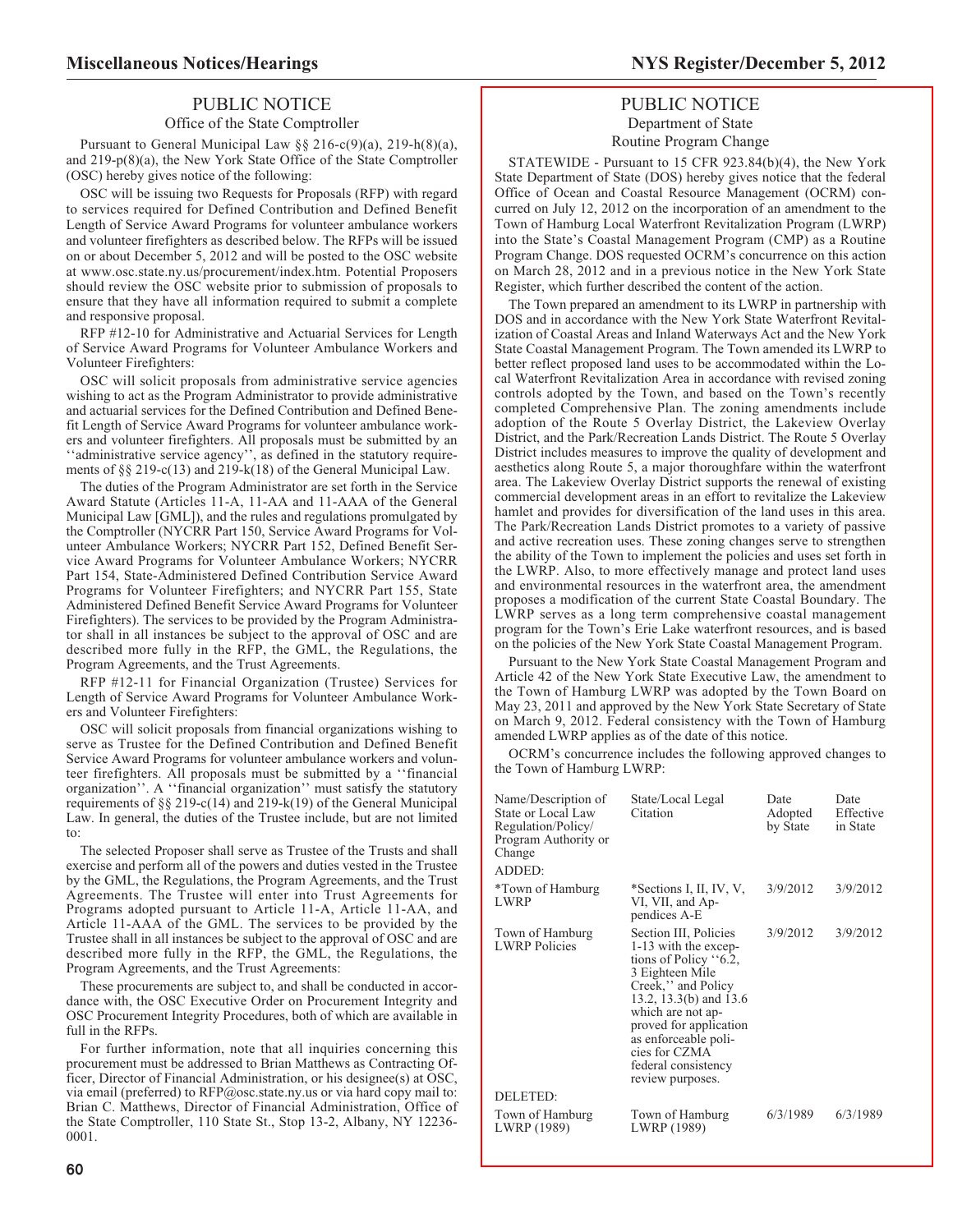## PUBLIC NOTICE

### Office of the State Comptroller

Pursuant to General Municipal Law §§ 216-c(9)(a), 219-h(8)(a), and 219-p(8)(a), the New York State Office of the State Comptroller (OSC) hereby gives notice of the following:

OSC will be issuing two Requests for Proposals (RFP) with regard to services required for Defined Contribution and Defined Benefit Length of Service Award Programs for volunteer ambulance workers and volunteer firefighters as described below. The RFPs will be issued on or about December 5, 2012 and will be posted to the OSC website at www.osc.state.ny.us/procurement/index.htm. Potential Proposers should review the OSC website prior to submission of proposals to ensure that they have all information required to submit a complete and responsive proposal.

RFP #12-10 for Administrative and Actuarial Services for Length of Service Award Programs for Volunteer Ambulance Workers and Volunteer Firefighters:

OSC will solicit proposals from administrative service agencies wishing to act as the Program Administrator to provide administrative and actuarial services for the Defined Contribution and Defined Benefit Length of Service Award Programs for volunteer ambulance workers and volunteer firefighters. All proposals must be submitted by an ''administrative service agency'', as defined in the statutory requirements of §§ 219-c(13) and 219-k(18) of the General Municipal Law.

The duties of the Program Administrator are set forth in the Service Award Statute (Articles 11-A, 11-AA and 11-AAA of the General Municipal Law [GML]), and the rules and regulations promulgated by the Comptroller (NYCRR Part 150, Service Award Programs for Volunteer Ambulance Workers; NYCRR Part 152, Defined Benefit Service Award Programs for Volunteer Ambulance Workers; NYCRR Part 154, State-Administered Defined Contribution Service Award Programs for Volunteer Firefighters; and NYCRR Part 155, State Administered Defined Benefit Service Award Programs for Volunteer Firefighters). The services to be provided by the Program Administrator shall in all instances be subject to the approval of OSC and are described more fully in the RFP, the GML, the Regulations, the Program Agreements, and the Trust Agreements.

RFP #12-11 for Financial Organization (Trustee) Services for Length of Service Award Programs for Volunteer Ambulance Workers and Volunteer Firefighters:

OSC will solicit proposals from financial organizations wishing to serve as Trustee for the Defined Contribution and Defined Benefit Service Award Programs for volunteer ambulance workers and volunteer firefighters. All proposals must be submitted by a ''financial organization''. A ''financial organization'' must satisfy the statutory requirements of §§ 219-c(14) and 219-k(19) of the General Municipal Law. In general, the duties of the Trustee include, but are not limited to:

The selected Proposer shall serve as Trustee of the Trusts and shall exercise and perform all of the powers and duties vested in the Trustee by the GML, the Regulations, the Program Agreements, and the Trust Agreements. The Trustee will enter into Trust Agreements for Programs adopted pursuant to Article 11-A, Article 11-AA, and Article 11-AAA of the GML. The services to be provided by the Trustee shall in all instances be subject to the approval of OSC and are described more fully in the RFP, the GML, the Regulations, the Program Agreements, and the Trust Agreements:

These procurements are subject to, and shall be conducted in accordance with, the OSC Executive Order on Procurement Integrity and OSC Procurement Integrity Procedures, both of which are available in full in the RFPs.

For further information, note that all inquiries concerning this procurement must be addressed to Brian Matthews as Contracting Officer, Director of Financial Administration, or his designee(s) at OSC, via email (preferred) to RFP@osc.state.ny.us or via hard copy mail to: Brian C. Matthews, Director of Financial Administration, Office of the State Comptroller, 110 State St., Stop 13-2, Albany, NY 12236-0001.

## PUBLIC NOTICE

### Department of State

### Routine Program Change

STATEWIDE - Pursuant to 15 CFR 923.84(b)(4), the New York State Department of State (DOS) hereby gives notice that the federal Office of Ocean and Coastal Resource Management (OCRM) concurred on July 12, 2012 on the incorporation of an amendment to the Town of Hamburg Local Waterfront Revitalization Program (LWRP) into the State's Coastal Management Program (CMP) as a Routine Program Change. DOS requested OCRM's concurrence on this action on March 28, 2012 and in a previous notice in the New York State Register, which further described the content of the action.

The Town prepared an amendment to its LWRP in partnership with DOS and in accordance with the New York State Waterfront Revitalization of Coastal Areas and Inland Waterways Act and the New York State Coastal Management Program. The Town amended its LWRP to better reflect proposed land uses to be accommodated within the Local Waterfront Revitalization Area in accordance with revised zoning controls adopted by the Town, and based on the Town's recently completed Comprehensive Plan. The zoning amendments include adoption of the Route 5 Overlay District, the Lakeview Overlay District, and the Park/Recreation Lands District. The Route 5 Overlay District includes measures to improve the quality of development and aesthetics along Route 5, a major thoroughfare within the waterfront area. The Lakeview Overlay District supports the renewal of existing commercial development areas in an effort to revitalize the Lakeview hamlet and provides for diversification of the land uses in this area. The Park/Recreation Lands District promotes to a variety of passive and active recreation uses. These zoning changes serve to strengthen the ability of the Town to implement the policies and uses set forth in the LWRP. Also, to more effectively manage and protect land uses and environmental resources in the waterfront area, the amendment proposes a modification of the current State Coastal Boundary. The LWRP serves as a long term comprehensive coastal management program for the Town's Erie Lake waterfront resources, and is based on the policies of the New York State Coastal Management Program.

Pursuant to the New York State Coastal Management Program and Article 42 of the New York State Executive Law, the amendment to the Town of Hamburg LWRP was adopted by the Town Board on May 23, 2011 and approved by the New York State Secretary of State on March 9, 2012. Federal consistency with the Town of Hamburg amended LWRP applies as of the date of this notice.

OCRM's concurrence includes the following approved changes to the Town of Hamburg LWRP:

| Name/Description of State or Local Law Regulation/Policy/ Program Authority or Change | State/Local Legal Citation | Date Adopted by State | Date Effective in State |
|---|---|---|---|
| ADDED: | | | |
| *Town of Hamburg LWRP | *Sections I, II, IV, V, VI, VII, and Appendices A-E | 3/9/2012 | 3/9/2012 |
| Town of Hamburg LWRP Policies | Section III, Policies 1-13 with the exceptions of Policy ''6.2, 3 Eighteen Mile Creek,'' and Policy 13.2, 13.3(b) and 13.6 which are not approved for application as enforceable policies for CZMA federal consistency review purposes. | 3/9/2012 | 3/9/2012 |
| DELETED: | | | |
| Town of Hamburg LWRP (1989) | Town of Hamburg LWRP (1989) | 6/3/1989 | 6/3/1989 |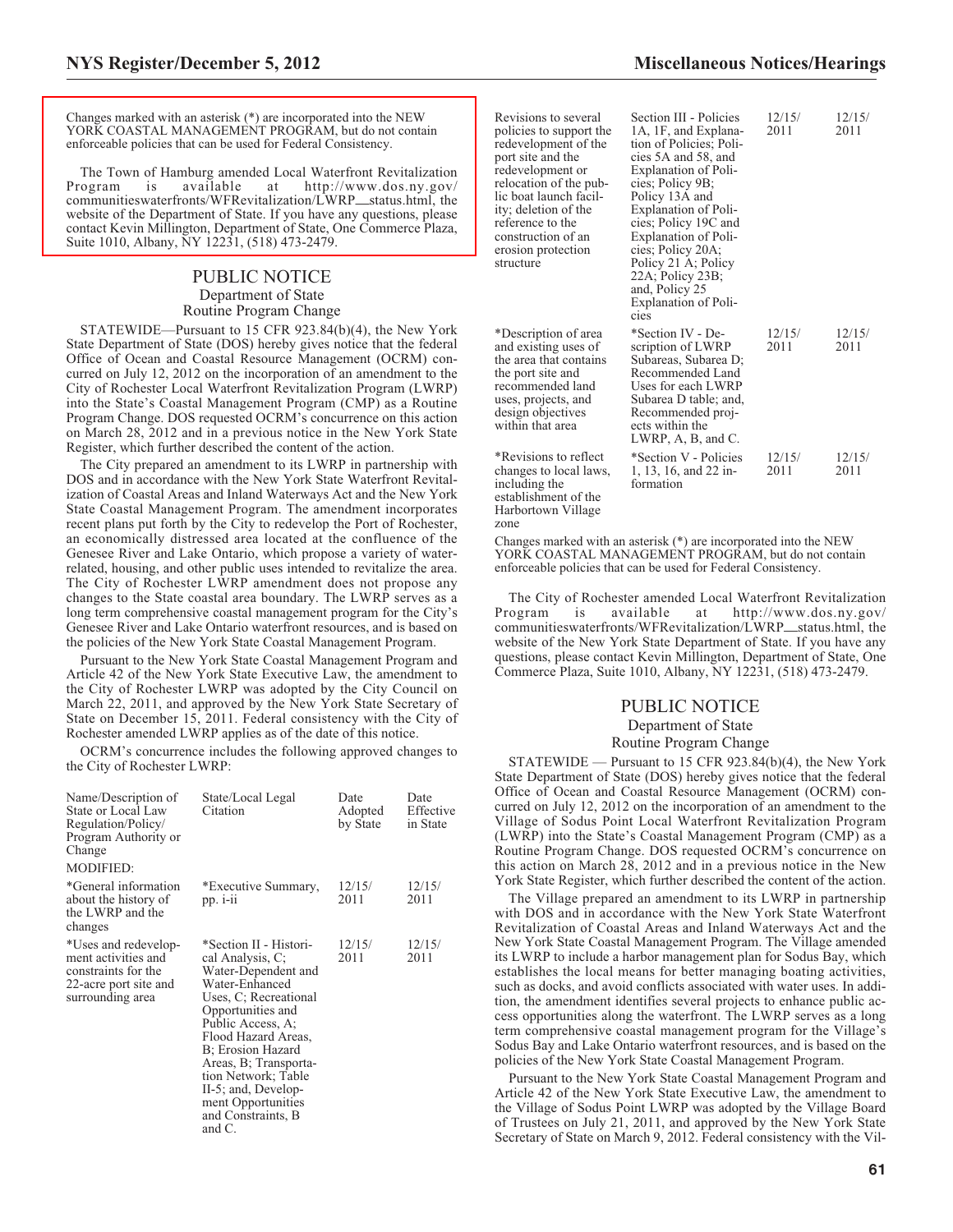Changes marked with an asterisk (*) are incorporated into the NEW YORK COASTAL MANAGEMENT PROGRAM, but do not contain enforceable policies that can be used for Federal Consistency.

The Town of Hamburg amended Local Waterfront Revitalization Program is available at http://www.dos.ny.gov/communitieswaterfronts/WFRevitalization/LWRP_status.html, the website of the Department of State. If you have any questions, please contact Kevin Millington, Department of State, One Commerce Plaza, Suite 1010, Albany, NY 12231, (518) 473-2479.

## PUBLIC NOTICE

### Department of State

### Routine Program Change

STATEWIDE—Pursuant to 15 CFR 923.84(b)(4), the New York State Department of State (DOS) hereby gives notice that the federal Office of Ocean and Coastal Resource Management (OCRM) concurred on July 12, 2012 on the incorporation of an amendment to the City of Rochester Local Waterfront Revitalization Program (LWRP) into the State's Coastal Management Program (CMP) as a Routine Program Change. DOS requested OCRM's concurrence on this action on March 28, 2012 and in a previous notice in the New York State Register, which further described the content of the action.

The City prepared an amendment to its LWRP in partnership with DOS and in accordance with the New York State Waterfront Revitalization of Coastal Areas and Inland Waterways Act and the New York State Coastal Management Program. The amendment incorporates recent plans put forth by the City to redevelop the Port of Rochester, an economically distressed area located at the confluence of the Genesee River and Lake Ontario, which propose a variety of water-related, housing, and other public uses intended to revitalize the area. The City of Rochester LWRP amendment does not propose any changes to the State coastal area boundary. The LWRP serves as a long term comprehensive coastal management program for the City's Genesee River and Lake Ontario waterfront resources, and is based on the policies of the New York State Coastal Management Program.

Pursuant to the New York State Coastal Management Program and Article 42 of the New York State Executive Law, the amendment to the City of Rochester LWRP was adopted by the City Council on March 22, 2011, and approved by the New York State Secretary of State on December 15, 2011. Federal consistency with the City of Rochester amended LWRP applies as of the date of this notice.

OCRM's concurrence includes the following approved changes to the City of Rochester LWRP:

| Name/Description of State or Local Law Regulation/Policy/Program Authority or Change | State/Local Legal Citation | Date Adopted by State | Date Effective in State |
|---|---|---|---|
| MODIFIED: | | | |
| *General information about the history of the LWRP and the changes | *Executive Summary, pp. i-ii | 12/15/2011 | 12/15/2011 |
| *Uses and redevelopment activities and constraints for the 22-acre port site and surrounding area | *Section II - Historical Analysis, C; Water-Dependent and Water-Enhanced Uses, C; Recreational Opportunities and Public Access, A; Flood Hazard Areas, B; Erosion Hazard Areas, B; Transportation Network; Table II-5; and, Development Opportunities and Constraints, B and C. | 12/15/2011 | 12/15/2011 |
| Revisions to several policies to support the redevelopment of the port site and the redevelopment or relocation of the public boat launch facility; deletion of the reference to the construction of an erosion protection structure | Section III - Policies 1A, 1F, and Explanation of Policies; Policies 5A and 58, and Explanation of Policies; Policy 9B; Policy 13A and Explanation of Policies; Policy 19C and Explanation of Policies; Policy 20A; Policy 21 A; Policy 22A; Policy 23B; and, Policy 25 Explanation of Policies | 12/15/2011 | 12/15/2011 |
| *Description of area and existing uses of the area that contains the port site and recommended land uses, projects, and design objectives within that area | *Section IV - Description of LWRP Subareas, Subarea D; Recommended Land Uses for each LWRP Subarea D table; and, Recommended projects within the LWRP, A, B, and C. | 12/15/2011 | 12/15/2011 |
| *Revisions to reflect changes to local laws, including the establishment of the Harbortown Village zone | *Section V - Policies 1, 13, 16, and 22 information | 12/15/2011 | 12/15/2011 |

Changes marked with an asterisk (*) are incorporated into the NEW YORK COASTAL MANAGEMENT PROGRAM, but do not contain enforceable policies that can be used for Federal Consistency.

The City of Rochester amended Local Waterfront Revitalization Program is available at http://www.dos.ny.gov/communitieswaterfronts/WFRevitalization/LWRP_status.html, the website of the New York State Department of State. If you have any questions, please contact Kevin Millington, Department of State, One Commerce Plaza, Suite 1010, Albany, NY 12231, (518) 473-2479.

## PUBLIC NOTICE

### Department of State

### Routine Program Change

STATEWIDE — Pursuant to 15 CFR 923.84(b)(4), the New York State Department of State (DOS) hereby gives notice that the federal Office of Ocean and Coastal Resource Management (OCRM) concurred on July 12, 2012 on the incorporation of an amendment to the Village of Sodus Point Local Waterfront Revitalization Program (LWRP) into the State's Coastal Management Program (CMP) as a Routine Program Change. DOS requested OCRM's concurrence on this action on March 28, 2012 and in a previous notice in the New York State Register, which further described the content of the action.

The Village prepared an amendment to its LWRP in partnership with DOS and in accordance with the New York State Waterfront Revitalization of Coastal Areas and Inland Waterways Act and the New York State Coastal Management Program. The Village amended its LWRP to include a harbor management plan for Sodus Bay, which establishes the local means for better managing boating activities, such as docks, and avoid conflicts associated with water uses. In addition, the amendment identifies several projects to enhance public access opportunities along the waterfront. The LWRP serves as a long term comprehensive coastal management program for the Village's Sodus Bay and Lake Ontario waterfront resources, and is based on the policies of the New York State Coastal Management Program.

Pursuant to the New York State Coastal Management Program and Article 42 of the New York State Executive Law, the amendment to the Village of Sodus Point LWRP was adopted by the Village Board of Trustees on July 21, 2011, and approved by the New York State Secretary of State on March 9, 2012. Federal consistency with the Vil-